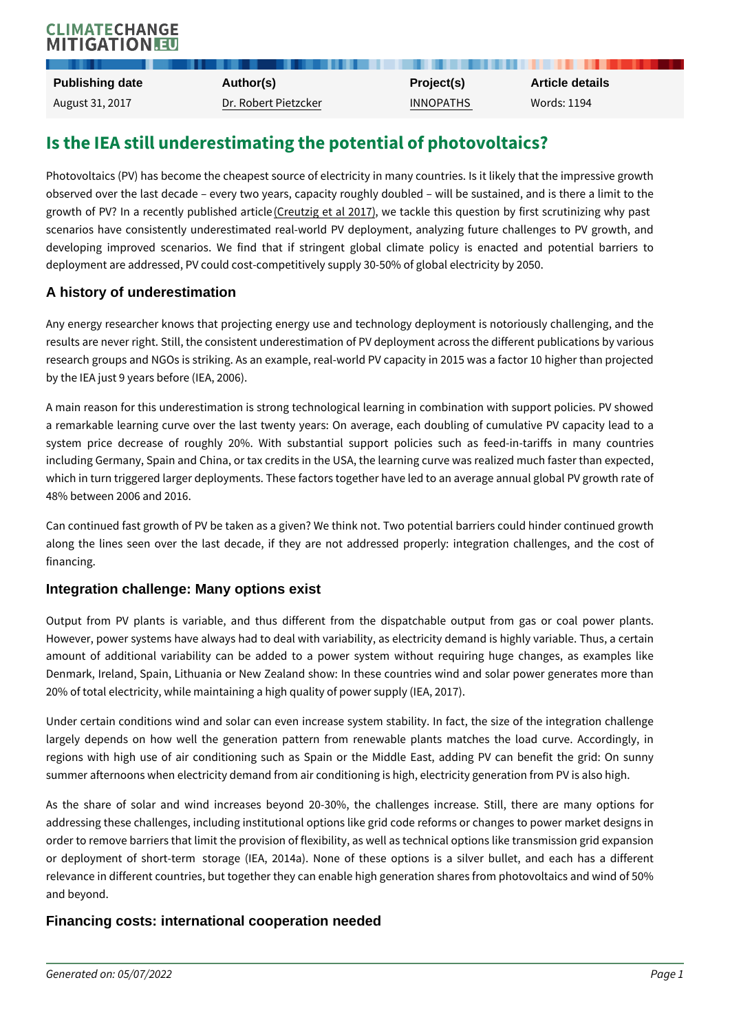| Publishing date | Author(s) | Project(s) | Article details |
| --- | --- | --- | --- |
| August 31, 2017 | Dr. Robert Pietzcker | INNOPATHS | Words: 1194 |

# Is the IEA still underestimating the potential of photovoltaics?

Photovoltaics (PV) has become the cheapest source of electricity in many countries. Is it likely that the impressive growth observed over the last decade – every two years, capacity roughly doubled – will be sustained, and is there a limit to the growth of PV? In a recently published article (Creutzig et al 2017), we tackle this question by first scrutinizing why past scenarios have consistently underestimated real-world PV deployment, analyzing future challenges to PV growth, and developing improved scenarios. We find that if stringent global climate policy is enacted and potential barriers to deployment are addressed, PV could cost-competitively supply 30-50% of global electricity by 2050.

## A history of underestimation

Any energy researcher knows that projecting energy use and technology deployment is notoriously challenging, and the results are never right. Still, the consistent underestimation of PV deployment across the different publications by various research groups and NGOs is striking. As an example, real-world PV capacity in 2015 was a factor 10 higher than projected by the IEA just 9 years before (IEA, 2006).

A main reason for this underestimation is strong technological learning in combination with support policies. PV showed a remarkable learning curve over the last twenty years: On average, each doubling of cumulative PV capacity lead to a system price decrease of roughly 20%. With substantial support policies such as feed-in-tariffs in many countries including Germany, Spain and China, or tax credits in the USA, the learning curve was realized much faster than expected, which in turn triggered larger deployments. These factors together have led to an average annual global PV growth rate of 48% between 2006 and 2016.

Can continued fast growth of PV be taken as a given? We think not. Two potential barriers could hinder continued growth along the lines seen over the last decade, if they are not addressed properly: integration challenges, and the cost of financing.

## Integration challenge: Many options exist

Output from PV plants is variable, and thus different from the dispatchable output from gas or coal power plants. However, power systems have always had to deal with variability, as electricity demand is highly variable. Thus, a certain amount of additional variability can be added to a power system without requiring huge changes, as examples like Denmark, Ireland, Spain, Lithuania or New Zealand show: In these countries wind and solar power generates more than 20% of total electricity, while maintaining a high quality of power supply (IEA, 2017).

Under certain conditions wind and solar can even increase system stability. In fact, the size of the integration challenge largely depends on how well the generation pattern from renewable plants matches the load curve. Accordingly, in regions with high use of air conditioning such as Spain or the Middle East, adding PV can benefit the grid: On sunny summer afternoons when electricity demand from air conditioning is high, electricity generation from PV is also high.

As the share of solar and wind increases beyond 20-30%, the challenges increase. Still, there are many options for addressing these challenges, including institutional options like grid code reforms or changes to power market designs in order to remove barriers that limit the provision of flexibility, as well as technical options like transmission grid expansion or deployment of short-term storage (IEA, 2014a). None of these options is a silver bullet, and each has a different relevance in different countries, but together they can enable high generation shares from photovoltaics and wind of 50% and beyond.

## Financing costs: international cooperation needed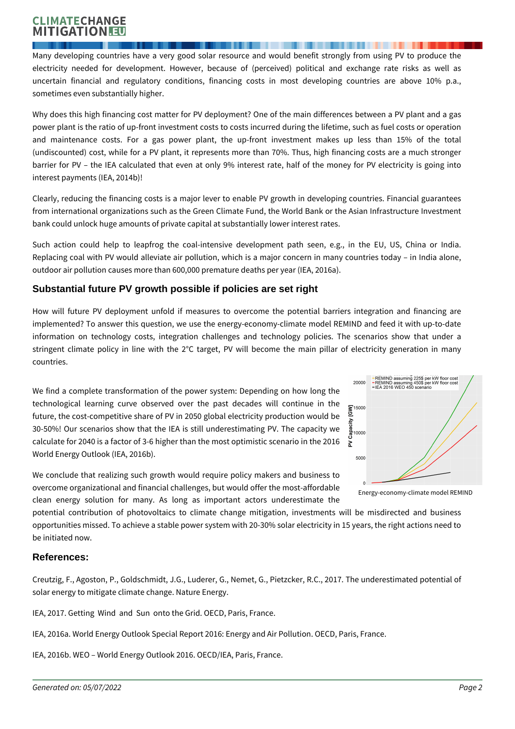Many developing countries have a very good solar resource and would benefit strongly from using PV to produce the electricity needed for development. However, because of (perceived) political and exchange rate risks as well as uncertain financial and regulatory conditions, financing costs in most developing countries are above 10% p.a., sometimes even substantially higher.

Why does this high financing cost matter for PV deployment? One of the main differences between a PV plant and a gas power plant is the ratio of up-front investment costs to costs incurred during the lifetime, such as fuel costs or operation and maintenance costs. For a gas power plant, the up-front investment makes up less than 15% of the total (undiscounted) cost, while for a PV plant, it represents more than 70%. Thus, high financing costs are a much stronger barrier for PV – the IEA calculated that even at only 9% interest rate, half of the money for PV electricity is going into interest payments (IEA, 2014b)!

Clearly, reducing the financing costs is a major lever to enable PV growth in developing countries. Financial guarantees from international organizations such as the Green Climate Fund, the World Bank or the Asian Infrastructure Investment bank could unlock huge amounts of private capital at substantially lower interest rates.

Such action could help to leapfrog the coal-intensive development path seen, e.g., in the EU, US, China or India. Replacing coal with PV would alleviate air pollution, which is a major concern in many countries today – in India alone, outdoor air pollution causes more than 600,000 premature deaths per year (IEA, 2016a).

## Substantial future PV growth possible if policies are set right

How will future PV deployment unfold if measures to overcome the potential barriers integration and financing are implemented? To answer this question, we use the energy-economy-climate model REMIND and feed it with up-to-date information on technology costs, integration challenges and technology policies. The scenarios show that under a stringent climate policy in line with the 2°C target, PV will become the main pillar of electricity generation in many countries.

We find a complete transformation of the power system: Depending on how long the technological learning curve observed over the past decades will continue in the future, the cost-competitive share of PV in 2050 global electricity production would be 30-50%! Our scenarios show that the IEA is still underestimating PV. The capacity we calculate for 2040 is a factor of 3-6 higher than the most optimistic scenario in the 2016 World Energy Outlook (IEA, 2016b).

Energy-economy-climate model REMIND

We conclude that realizing such growth would require policy makers and business to overcome organizational and financial challenges, but would offer the most-affordable clean energy solution for many. As long as important actors underestimate the potential contribution of photovoltaics to climate change mitigation, investments will be misdirected and business opportunities missed. To achieve a stable power system with 20-30% solar electricity in 15 years, the right actions need to be initiated now.

## References:

Creutzig, F., Agoston, P., Goldschmidt, J.G., Luderer, G., Nemet, G., Pietzcker, R.C., 2017. The underestimated potential of solar energy to mitigate climate change. Nature Energy.

IEA, 2017. Getting Wind and Sun onto the Grid. OECD, Paris, France.

IEA, 2016a. World Energy Outlook Special Report 2016: Energy and Air Pollution. OECD, Paris, France.

IEA, 2016b. WEO – World Energy Outlook 2016. OECD/IEA, Paris, France.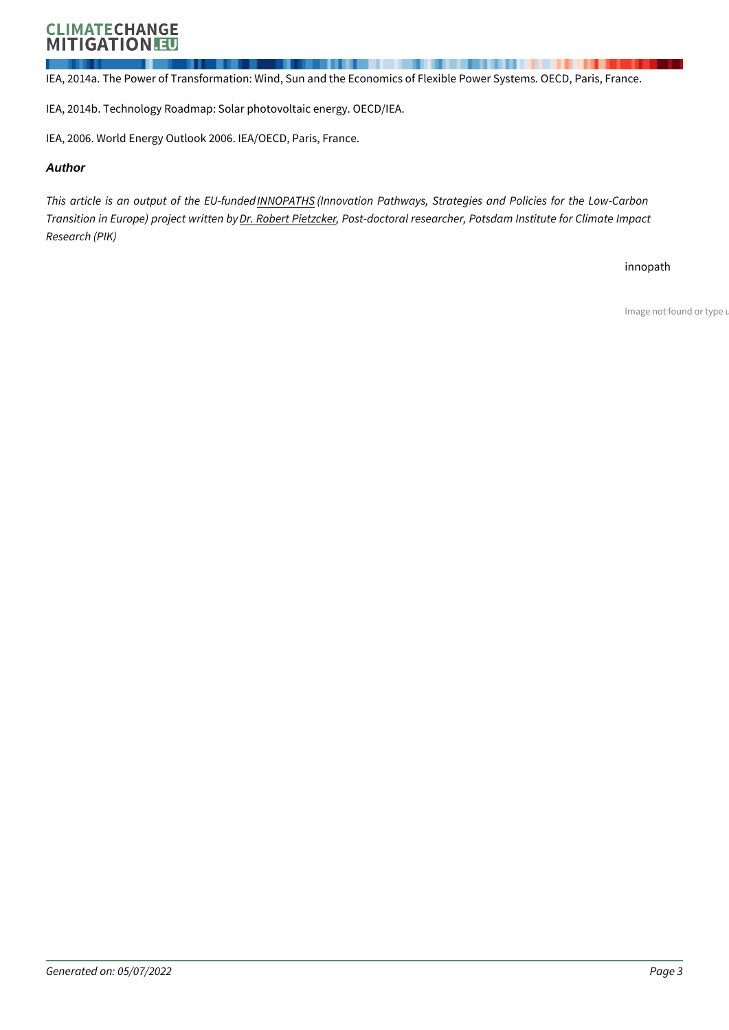IEA, 2014a. The Power of Transformation: Wind, Sun and the Economics of Flexible Power Systems. OECD, Paris, France.

IEA, 2014b. Technology Roadmap: Solar photovoltaic energy. OECD/IEA.

IEA, 2006. World Energy Outlook 2006. IEA/OECD, Paris, France.

### Author

*This article is an output of the EU-funded INNOPATHS (Innovation Pathways, Strategies and Policies for the Low-Carbon Transition in Europe) project written by Dr. Robert Pietzcker, Post-doctoral researcher, Potsdam Institute for Climate Impact Research (PIK)*

innopath

Image not found or type u